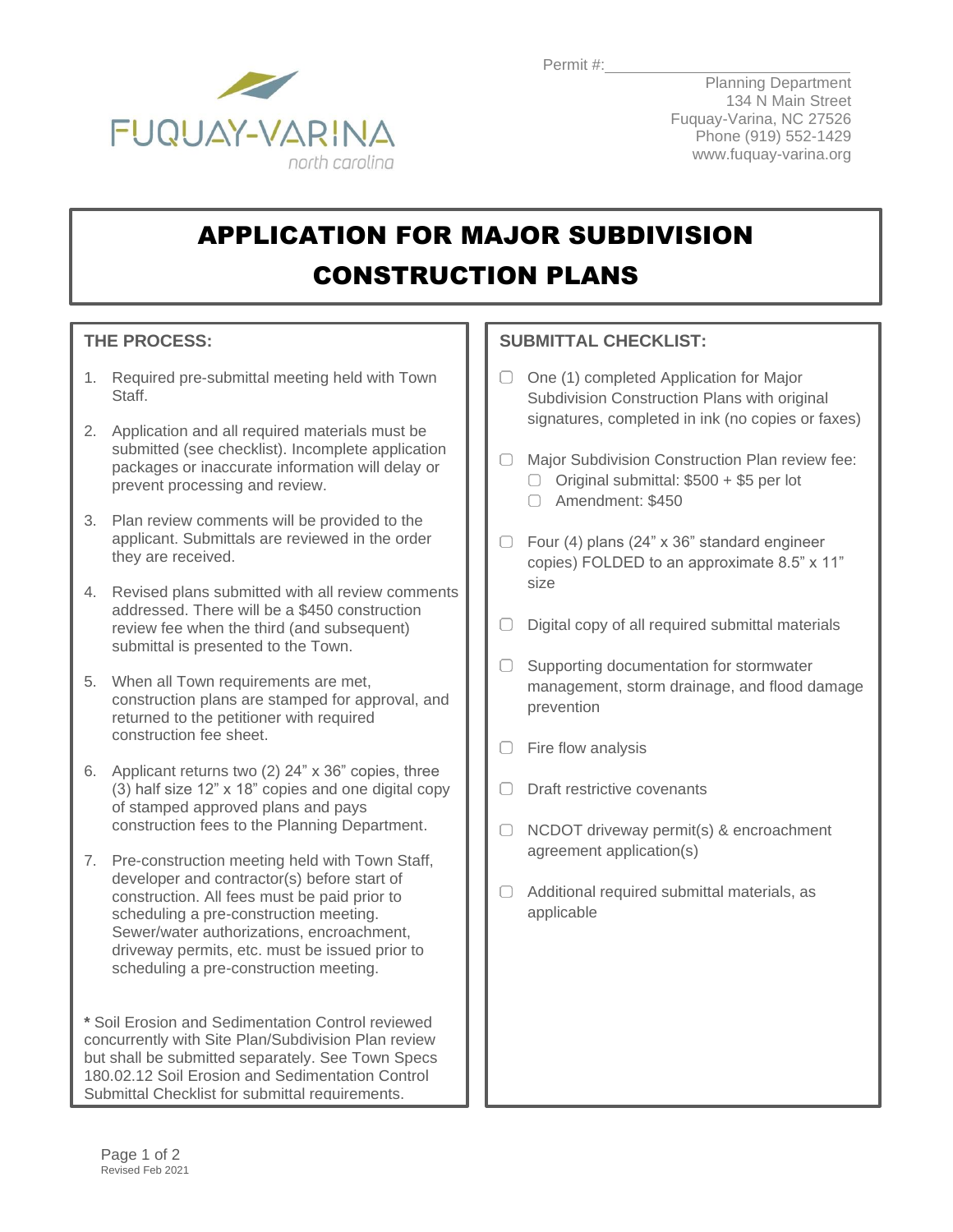Permit #:\_\_\_\_\_\_\_\_\_\_\_\_\_\_\_\_\_\_\_\_\_\_\_\_\_\_\_\_

FUQUAY-VARINA
north carolina

Planning Department
134 N Main Street
Fuquay-Varina, NC 27526
Phone (919) 552-1429
www.fuquay-varina.org

# APPLICATION FOR MAJOR SUBDIVISION CONSTRUCTION PLANS

## THE PROCESS:

1. Required pre-submittal meeting held with Town Staff.
2. Application and all required materials must be submitted (see checklist). Incomplete application packages or inaccurate information will delay or prevent processing and review.
3. Plan review comments will be provided to the applicant. Submittals are reviewed in the order they are received.
4. Revised plans submitted with all review comments addressed. There will be a $450 construction review fee when the third (and subsequent) submittal is presented to the Town.
5. When all Town requirements are met, construction plans are stamped for approval, and returned to the petitioner with required construction fee sheet.
6. Applicant returns two (2) 24" x 36" copies, three (3) half size 12" x 18" copies and one digital copy of stamped approved plans and pays construction fees to the Planning Department.
7. Pre-construction meeting held with Town Staff, developer and contractor(s) before start of construction. All fees must be paid prior to scheduling a pre-construction meeting. Sewer/water authorizations, encroachment, driveway permits, etc. must be issued prior to scheduling a pre-construction meeting.

**\*** Soil Erosion and Sedimentation Control reviewed concurrently with Site Plan/Subdivision Plan review but shall be submitted separately. See Town Specs 180.02.12 Soil Erosion and Sedimentation Control Submittal Checklist for submittal requirements.

## SUBMITTAL CHECKLIST:

- ☐ One (1) completed Application for Major Subdivision Construction Plans with original signatures, completed in ink (no copies or faxes)
- ☐ Major Subdivision Construction Plan review fee:
  - ☐ Original submittal: $500 + $5 per lot
  - ☐ Amendment: $450
- ☐ Four (4) plans (24" x 36" standard engineer copies) FOLDED to an approximate 8.5" x 11" size
- ☐ Digital copy of all required submittal materials
- ☐ Supporting documentation for stormwater management, storm drainage, and flood damage prevention
- ☐ Fire flow analysis
- ☐ Draft restrictive covenants
- ☐ NCDOT driveway permit(s) & encroachment agreement application(s)
- ☐ Additional required submittal materials, as applicable

Revised Feb 2021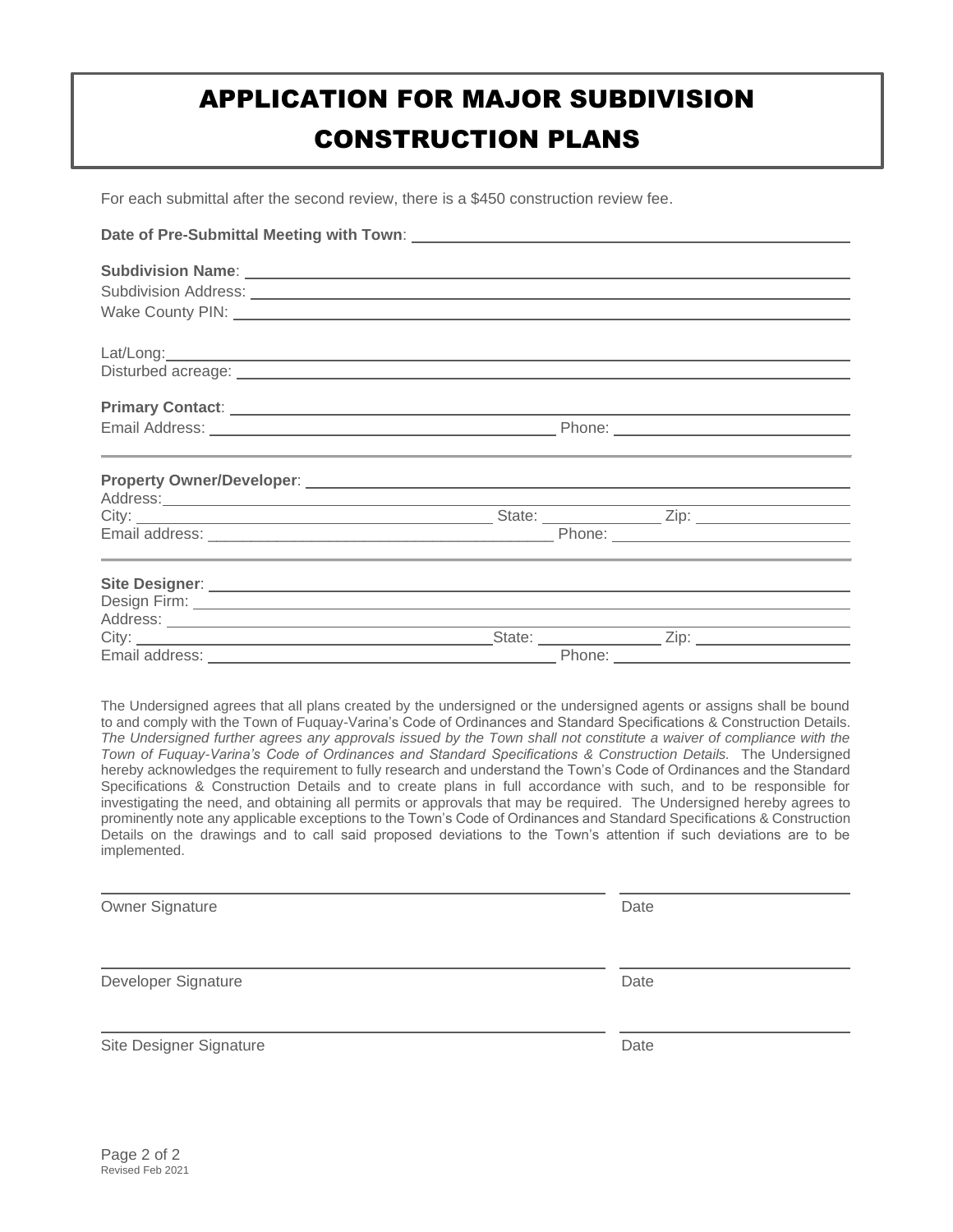# APPLICATION FOR MAJOR SUBDIVISION CONSTRUCTION PLANS

For each submittal after the second review, there is a $450 construction review fee.

**Date of Pre-Submittal Meeting with Town**: ______________________________

**Subdivision Name**: ______________________________
Subdivision Address: ______________________________
Wake County PIN: ______________________________

Lat/Long: ______________________________
Disturbed acreage: ______________________________

**Primary Contact**: ______________________________
Email Address: ____________________ Phone: ____________________

---

**Property Owner/Developer**: ______________________________
Address: ______________________________
City: ____________________ State: __________ Zip: __________
Email address: ____________________ Phone: ____________________

---

**Site Designer**: ______________________________
Design Firm: ______________________________
Address: ______________________________
City: ____________________ State: __________ Zip: __________
Email address: ____________________ Phone: ____________________

The Undersigned agrees that all plans created by the undersigned or the undersigned agents or assigns shall be bound to and comply with the Town of Fuquay-Varina's Code of Ordinances and Standard Specifications & Construction Details. *The Undersigned further agrees any approvals issued by the Town shall not constitute a waiver of compliance with the Town of Fuquay-Varina's Code of Ordinances and Standard Specifications & Construction Details.* The Undersigned hereby acknowledges the requirement to fully research and understand the Town's Code of Ordinances and the Standard Specifications & Construction Details and to create plans in full accordance with such, and to be responsible for investigating the need, and obtaining all permits or approvals that may be required. The Undersigned hereby agrees to prominently note any applicable exceptions to the Town's Code of Ordinances and Standard Specifications & Construction Details on the drawings and to call said proposed deviations to the Town's attention if such deviations are to be implemented.

______________________________ ____________________
Owner Signature Date

______________________________ ____________________
Developer Signature Date

______________________________ ____________________
Site Designer Signature Date

Revised Feb 2021